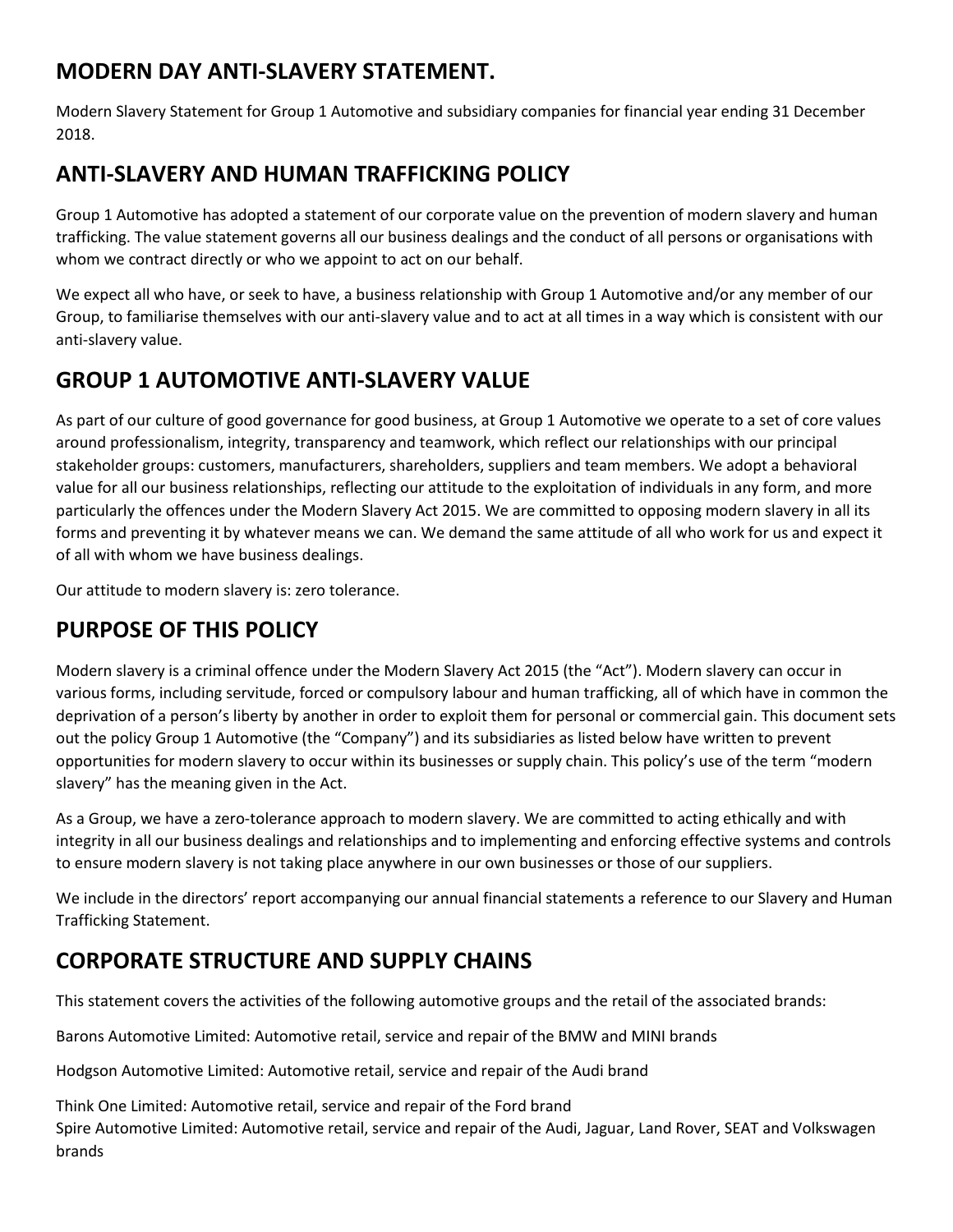## MODERN DAY ANTI-SLAVERY STATEMENT.

Modern Slavery Statement for Group 1 Automotive and subsidiary companies for financial year ending 31 December 2018.

## ANTI-SLAVERY AND HUMAN TRAFFICKING POLICY

Group 1 Automotive has adopted a statement of our corporate value on the prevention of modern slavery and human trafficking. The value statement governs all our business dealings and the conduct of all persons or organisations with whom we contract directly or who we appoint to act on our behalf.

We expect all who have, or seek to have, a business relationship with Group 1 Automotive and/or any member of our Group, to familiarise themselves with our anti-slavery value and to act at all times in a way which is consistent with our anti-slavery value.

## GROUP 1 AUTOMOTIVE ANTI-SLAVERY VALUE

As part of our culture of good governance for good business, at Group 1 Automotive we operate to a set of core values around professionalism, integrity, transparency and teamwork, which reflect our relationships with our principal stakeholder groups: customers, manufacturers, shareholders, suppliers and team members. We adopt a behavioral value for all our business relationships, reflecting our attitude to the exploitation of individuals in any form, and more particularly the offences under the Modern Slavery Act 2015. We are committed to opposing modern slavery in all its forms and preventing it by whatever means we can. We demand the same attitude of all who work for us and expect it of all with whom we have business dealings.

Our attitude to modern slavery is: zero tolerance.

## PURPOSE OF THIS POLICY

Modern slavery is a criminal offence under the Modern Slavery Act 2015 (the "Act"). Modern slavery can occur in various forms, including servitude, forced or compulsory labour and human trafficking, all of which have in common the deprivation of a person's liberty by another in order to exploit them for personal or commercial gain. This document sets out the policy Group 1 Automotive (the "Company") and its subsidiaries as listed below have written to prevent opportunities for modern slavery to occur within its businesses or supply chain. This policy's use of the term "modern slavery" has the meaning given in the Act.

As a Group, we have a zero-tolerance approach to modern slavery. We are committed to acting ethically and with integrity in all our business dealings and relationships and to implementing and enforcing effective systems and controls to ensure modern slavery is not taking place anywhere in our own businesses or those of our suppliers.

We include in the directors' report accompanying our annual financial statements a reference to our Slavery and Human Trafficking Statement.

## CORPORATE STRUCTURE AND SUPPLY CHAINS

This statement covers the activities of the following automotive groups and the retail of the associated brands:

Barons Automotive Limited: Automotive retail, service and repair of the BMW and MINI brands

Hodgson Automotive Limited: Automotive retail, service and repair of the Audi brand

Think One Limited: Automotive retail, service and repair of the Ford brand
Spire Automotive Limited: Automotive retail, service and repair of the Audi, Jaguar, Land Rover, SEAT and Volkswagen brands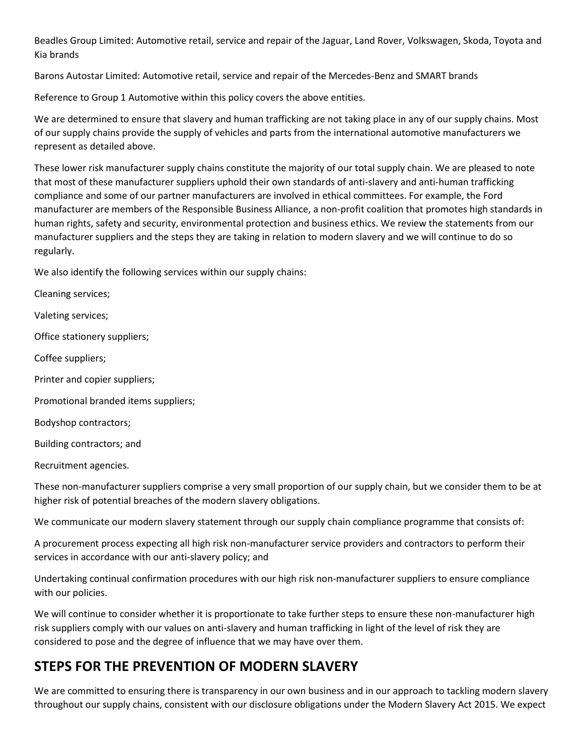Beadles Group Limited: Automotive retail, service and repair of the Jaguar, Land Rover, Volkswagen, Skoda, Toyota and Kia brands

Barons Autostar Limited: Automotive retail, service and repair of the Mercedes-Benz and SMART brands

Reference to Group 1 Automotive within this policy covers the above entities.

We are determined to ensure that slavery and human trafficking are not taking place in any of our supply chains. Most of our supply chains provide the supply of vehicles and parts from the international automotive manufacturers we represent as detailed above.

These lower risk manufacturer supply chains constitute the majority of our total supply chain. We are pleased to note that most of these manufacturer suppliers uphold their own standards of anti-slavery and anti-human trafficking compliance and some of our partner manufacturers are involved in ethical committees. For example, the Ford manufacturer are members of the Responsible Business Alliance, a non-profit coalition that promotes high standards in human rights, safety and security, environmental protection and business ethics. We review the statements from our manufacturer suppliers and the steps they are taking in relation to modern slavery and we will continue to do so regularly.

We also identify the following services within our supply chains:

Cleaning services;

Valeting services;

Office stationery suppliers;

Coffee suppliers;

Printer and copier suppliers;

Promotional branded items suppliers;

Bodyshop contractors;

Building contractors; and

Recruitment agencies.

These non-manufacturer suppliers comprise a very small proportion of our supply chain, but we consider them to be at higher risk of potential breaches of the modern slavery obligations.

We communicate our modern slavery statement through our supply chain compliance programme that consists of:

A procurement process expecting all high risk non-manufacturer service providers and contractors to perform their services in accordance with our anti-slavery policy; and

Undertaking continual confirmation procedures with our high risk non-manufacturer suppliers to ensure compliance with our policies.

We will continue to consider whether it is proportionate to take further steps to ensure these non-manufacturer high risk suppliers comply with our values on anti-slavery and human trafficking in light of the level of risk they are considered to pose and the degree of influence that we may have over them.

## STEPS FOR THE PREVENTION OF MODERN SLAVERY

We are committed to ensuring there is transparency in our own business and in our approach to tackling modern slavery throughout our supply chains, consistent with our disclosure obligations under the Modern Slavery Act 2015. We expect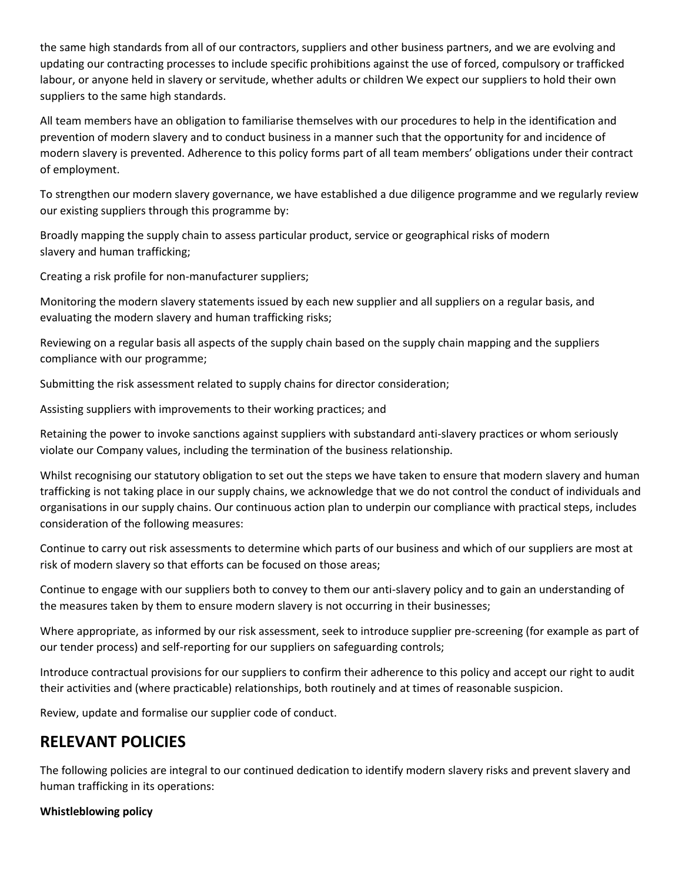the same high standards from all of our contractors, suppliers and other business partners, and we are evolving and updating our contracting processes to include specific prohibitions against the use of forced, compulsory or trafficked labour, or anyone held in slavery or servitude, whether adults or children We expect our suppliers to hold their own suppliers to the same high standards.

All team members have an obligation to familiarise themselves with our procedures to help in the identification and prevention of modern slavery and to conduct business in a manner such that the opportunity for and incidence of modern slavery is prevented. Adherence to this policy forms part of all team members' obligations under their contract of employment.

To strengthen our modern slavery governance, we have established a due diligence programme and we regularly review our existing suppliers through this programme by:

Broadly mapping the supply chain to assess particular product, service or geographical risks of modern slavery and human trafficking;

Creating a risk profile for non-manufacturer suppliers;

Monitoring the modern slavery statements issued by each new supplier and all suppliers on a regular basis, and evaluating the modern slavery and human trafficking risks;

Reviewing on a regular basis all aspects of the supply chain based on the supply chain mapping and the suppliers compliance with our programme;

Submitting the risk assessment related to supply chains for director consideration;

Assisting suppliers with improvements to their working practices; and

Retaining the power to invoke sanctions against suppliers with substandard anti-slavery practices or whom seriously violate our Company values, including the termination of the business relationship.

Whilst recognising our statutory obligation to set out the steps we have taken to ensure that modern slavery and human trafficking is not taking place in our supply chains, we acknowledge that we do not control the conduct of individuals and organisations in our supply chains. Our continuous action plan to underpin our compliance with practical steps, includes consideration of the following measures:

Continue to carry out risk assessments to determine which parts of our business and which of our suppliers are most at risk of modern slavery so that efforts can be focused on those areas;

Continue to engage with our suppliers both to convey to them our anti-slavery policy and to gain an understanding of the measures taken by them to ensure modern slavery is not occurring in their businesses;

Where appropriate, as informed by our risk assessment, seek to introduce supplier pre-screening (for example as part of our tender process) and self-reporting for our suppliers on safeguarding controls;

Introduce contractual provisions for our suppliers to confirm their adherence to this policy and accept our right to audit their activities and (where practicable) relationships, both routinely and at times of reasonable suspicion.

Review, update and formalise our supplier code of conduct.

## RELEVANT POLICIES

The following policies are integral to our continued dedication to identify modern slavery risks and prevent slavery and human trafficking in its operations:

**Whistleblowing policy**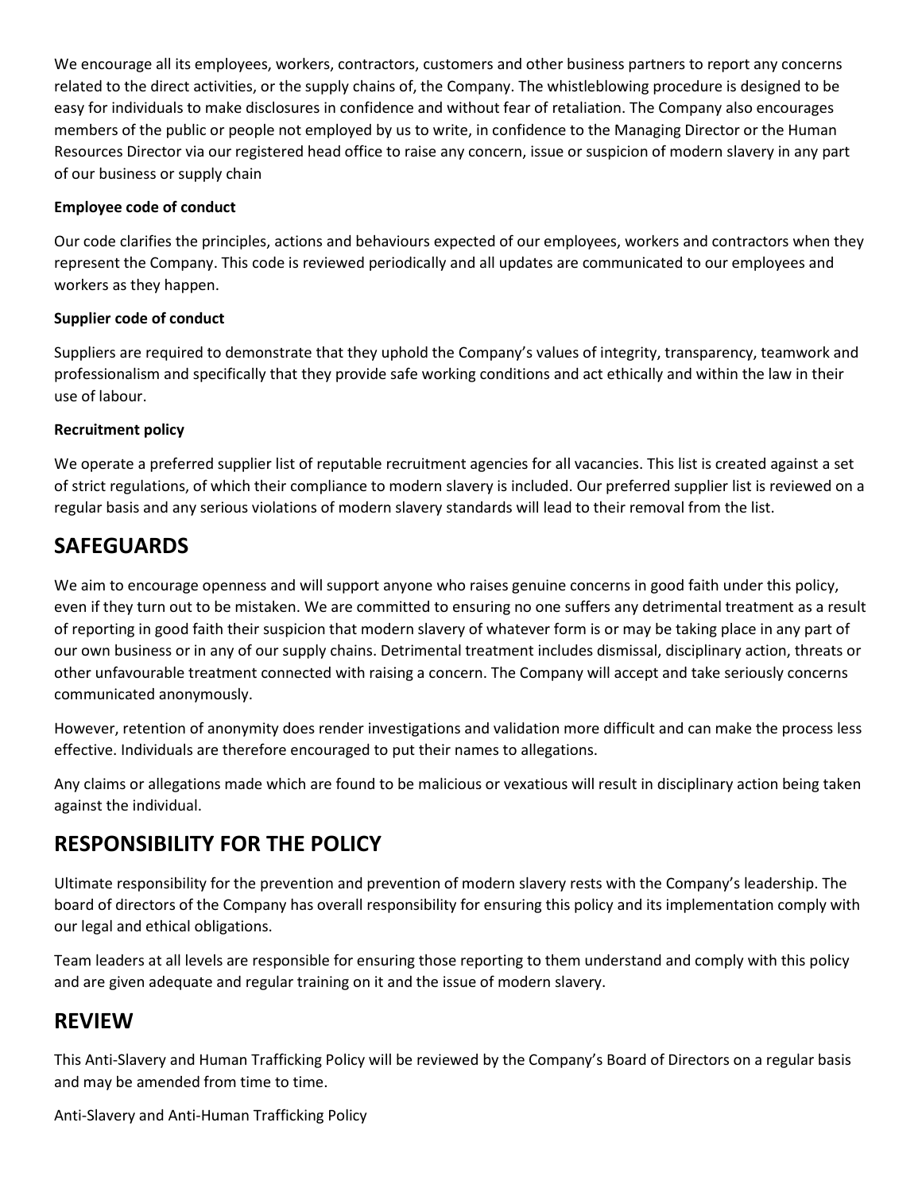We encourage all its employees, workers, contractors, customers and other business partners to report any concerns related to the direct activities, or the supply chains of, the Company. The whistleblowing procedure is designed to be easy for individuals to make disclosures in confidence and without fear of retaliation. The Company also encourages members of the public or people not employed by us to write, in confidence to the Managing Director or the Human Resources Director via our registered head office to raise any concern, issue or suspicion of modern slavery in any part of our business or supply chain

**Employee code of conduct**

Our code clarifies the principles, actions and behaviours expected of our employees, workers and contractors when they represent the Company. This code is reviewed periodically and all updates are communicated to our employees and workers as they happen.

**Supplier code of conduct**

Suppliers are required to demonstrate that they uphold the Company's values of integrity, transparency, teamwork and professionalism and specifically that they provide safe working conditions and act ethically and within the law in their use of labour.

**Recruitment policy**

We operate a preferred supplier list of reputable recruitment agencies for all vacancies. This list is created against a set of strict regulations, of which their compliance to modern slavery is included. Our preferred supplier list is reviewed on a regular basis and any serious violations of modern slavery standards will lead to their removal from the list.

## SAFEGUARDS

We aim to encourage openness and will support anyone who raises genuine concerns in good faith under this policy, even if they turn out to be mistaken. We are committed to ensuring no one suffers any detrimental treatment as a result of reporting in good faith their suspicion that modern slavery of whatever form is or may be taking place in any part of our own business or in any of our supply chains. Detrimental treatment includes dismissal, disciplinary action, threats or other unfavourable treatment connected with raising a concern. The Company will accept and take seriously concerns communicated anonymously.

However, retention of anonymity does render investigations and validation more difficult and can make the process less effective. Individuals are therefore encouraged to put their names to allegations.

Any claims or allegations made which are found to be malicious or vexatious will result in disciplinary action being taken against the individual.

## RESPONSIBILITY FOR THE POLICY

Ultimate responsibility for the prevention and prevention of modern slavery rests with the Company's leadership. The board of directors of the Company has overall responsibility for ensuring this policy and its implementation comply with our legal and ethical obligations.

Team leaders at all levels are responsible for ensuring those reporting to them understand and comply with this policy and are given adequate and regular training on it and the issue of modern slavery.

## REVIEW

This Anti-Slavery and Human Trafficking Policy will be reviewed by the Company's Board of Directors on a regular basis and may be amended from time to time.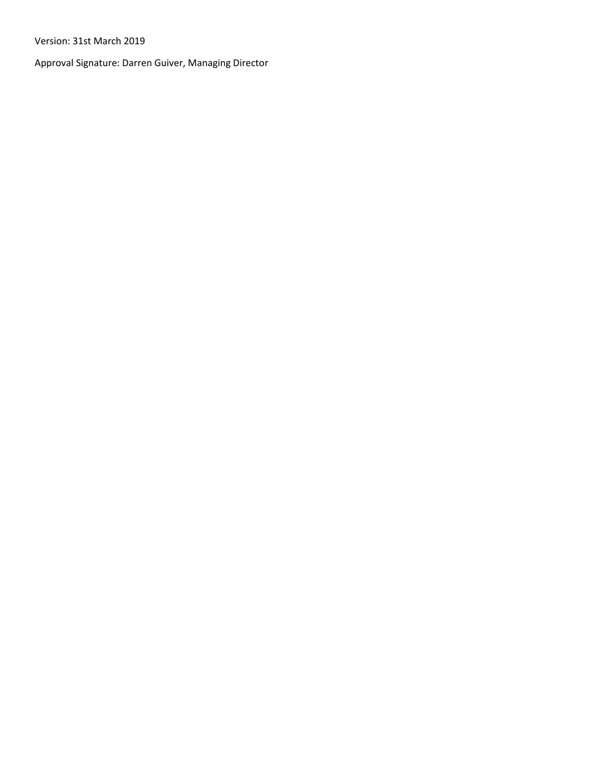Version: 31st March 2019

Approval Signature: Darren Guiver, Managing Director